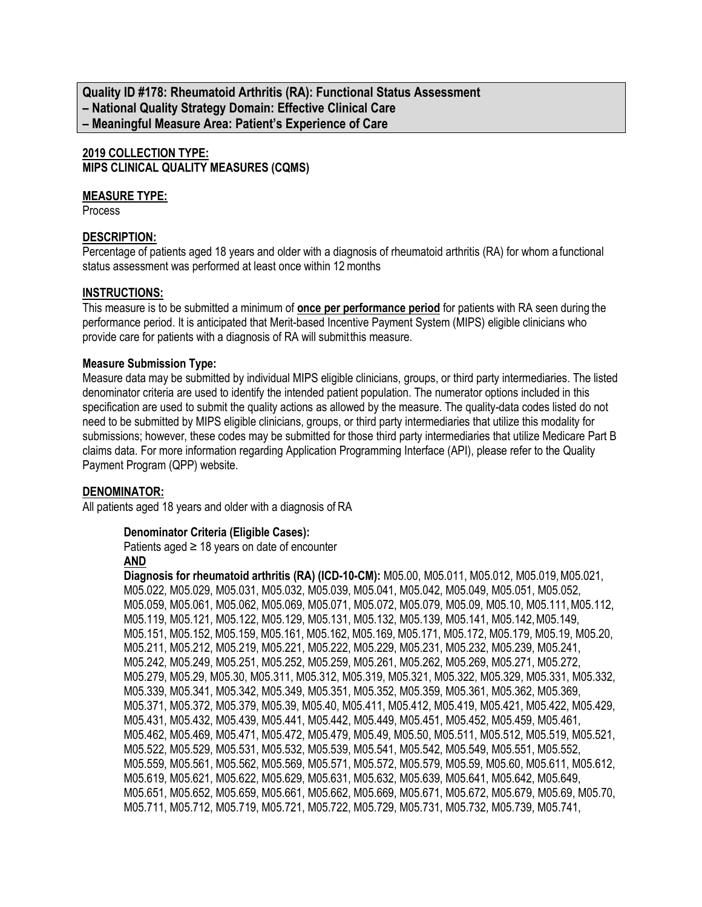**Quality ID #178: Rheumatoid Arthritis (RA): Functional Status Assessment**
**– National Quality Strategy Domain: Effective Clinical Care**
**– Meaningful Measure Area: Patient's Experience of Care**

**2019 COLLECTION TYPE:**
**MIPS CLINICAL QUALITY MEASURES (CQMS)**

**MEASURE TYPE:**
Process

**DESCRIPTION:**
Percentage of patients aged 18 years and older with a diagnosis of rheumatoid arthritis (RA) for whom a functional status assessment was performed at least once within 12 months

**INSTRUCTIONS:**
This measure is to be submitted a minimum of **once per performance period** for patients with RA seen during the performance period. It is anticipated that Merit-based Incentive Payment System (MIPS) eligible clinicians who provide care for patients with a diagnosis of RA will submit this measure.

**Measure Submission Type:**
Measure data may be submitted by individual MIPS eligible clinicians, groups, or third party intermediaries. The listed denominator criteria are used to identify the intended patient population. The numerator options included in this specification are used to submit the quality actions as allowed by the measure. The quality-data codes listed do not need to be submitted by MIPS eligible clinicians, groups, or third party intermediaries that utilize this modality for submissions; however, these codes may be submitted for those third party intermediaries that utilize Medicare Part B claims data. For more information regarding Application Programming Interface (API), please refer to the Quality Payment Program (QPP) website.

**DENOMINATOR:**
All patients aged 18 years and older with a diagnosis of RA

**Denominator Criteria (Eligible Cases):**
Patients aged ≥ 18 years on date of encounter
**AND**
**Diagnosis for rheumatoid arthritis (RA) (ICD-10-CM):** M05.00, M05.011, M05.012, M05.019, M05.021, M05.022, M05.029, M05.031, M05.032, M05.039, M05.041, M05.042, M05.049, M05.051, M05.052, M05.059, M05.061, M05.062, M05.069, M05.071, M05.072, M05.079, M05.09, M05.10, M05.111, M05.112, M05.119, M05.121, M05.122, M05.129, M05.131, M05.132, M05.139, M05.141, M05.142, M05.149, M05.151, M05.152, M05.159, M05.161, M05.162, M05.169, M05.171, M05.172, M05.179, M05.19, M05.20, M05.211, M05.212, M05.219, M05.221, M05.222, M05.229, M05.231, M05.232, M05.239, M05.241, M05.242, M05.249, M05.251, M05.252, M05.259, M05.261, M05.262, M05.269, M05.271, M05.272, M05.279, M05.29, M05.30, M05.311, M05.312, M05.319, M05.321, M05.322, M05.329, M05.331, M05.332, M05.339, M05.341, M05.342, M05.349, M05.351, M05.352, M05.359, M05.361, M05.362, M05.369, M05.371, M05.372, M05.379, M05.39, M05.40, M05.411, M05.412, M05.419, M05.421, M05.422, M05.429, M05.431, M05.432, M05.439, M05.441, M05.442, M05.449, M05.451, M05.452, M05.459, M05.461, M05.462, M05.469, M05.471, M05.472, M05.479, M05.49, M05.50, M05.511, M05.512, M05.519, M05.521, M05.522, M05.529, M05.531, M05.532, M05.539, M05.541, M05.542, M05.549, M05.551, M05.552, M05.559, M05.561, M05.562, M05.569, M05.571, M05.572, M05.579, M05.59, M05.60, M05.611, M05.612, M05.619, M05.621, M05.622, M05.629, M05.631, M05.632, M05.639, M05.641, M05.642, M05.649, M05.651, M05.652, M05.659, M05.661, M05.662, M05.669, M05.671, M05.672, M05.679, M05.69, M05.70, M05.711, M05.712, M05.719, M05.721, M05.722, M05.729, M05.731, M05.732, M05.739, M05.741,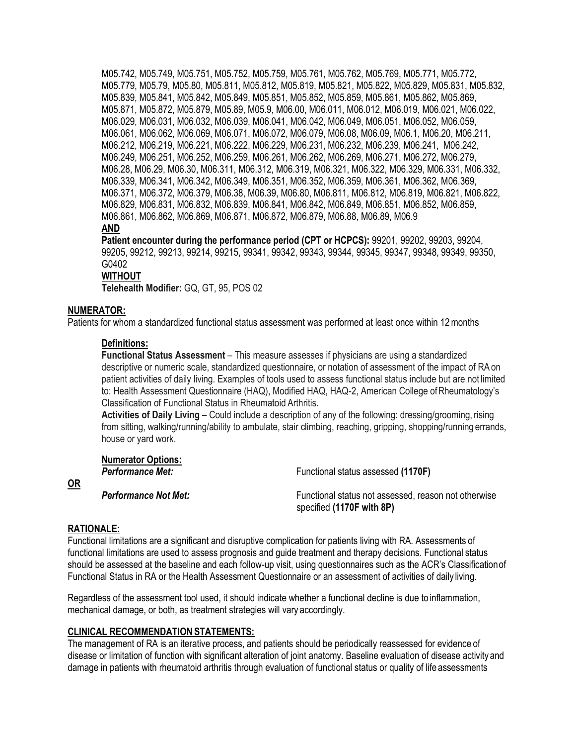M05.742, M05.749, M05.751, M05.752, M05.759, M05.761, M05.762, M05.769, M05.771, M05.772, M05.779, M05.79, M05.80, M05.811, M05.812, M05.819, M05.821, M05.822, M05.829, M05.831, M05.832, M05.839, M05.841, M05.842, M05.849, M05.851, M05.852, M05.859, M05.861, M05.862, M05.869, M05.871, M05.872, M05.879, M05.89, M05.9, M06.00, M06.011, M06.012, M06.019, M06.021, M06.022, M06.029, M06.031, M06.032, M06.039, M06.041, M06.042, M06.049, M06.051, M06.052, M06.059, M06.061, M06.062, M06.069, M06.071, M06.072, M06.079, M06.08, M06.09, M06.1, M06.20, M06.211, M06.212, M06.219, M06.221, M06.222, M06.229, M06.231, M06.232, M06.239, M06.241, M06.242, M06.249, M06.251, M06.252, M06.259, M06.261, M06.262, M06.269, M06.271, M06.272, M06.279, M06.28, M06.29, M06.30, M06.311, M06.312, M06.319, M06.321, M06.322, M06.329, M06.331, M06.332, M06.339, M06.341, M06.342, M06.349, M06.351, M06.352, M06.359, M06.361, M06.362, M06.369, M06.371, M06.372, M06.379, M06.38, M06.39, M06.80, M06.811, M06.812, M06.819, M06.821, M06.822, M06.829, M06.831, M06.832, M06.839, M06.841, M06.842, M06.849, M06.851, M06.852, M06.859, M06.861, M06.862, M06.869, M06.871, M06.872, M06.879, M06.88, M06.89, M06.9

**AND**

**Patient encounter during the performance period (CPT or HCPCS):** 99201, 99202, 99203, 99204, 99205, 99212, 99213, 99214, 99215, 99341, 99342, 99343, 99344, 99345, 99347, 99348, 99349, 99350, G0402

**WITHOUT**

**Telehealth Modifier:** GQ, GT, 95, POS 02

## NUMERATOR:

Patients for whom a standardized functional status assessment was performed at least once within 12 months

### Definitions:

**Functional Status Assessment** – This measure assesses if physicians are using a standardized descriptive or numeric scale, standardized questionnaire, or notation of assessment of the impact of RA on patient activities of daily living. Examples of tools used to assess functional status include but are not limited to: Health Assessment Questionnaire (HAQ), Modified HAQ, HAQ-2, American College of Rheumatology's Classification of Functional Status in Rheumatoid Arthritis.

**Activities of Daily Living** – Could include a description of any of the following: dressing/grooming, rising from sitting, walking/running/ability to ambulate, stair climbing, reaching, gripping, shopping/running errands, house or yard work.

### Numerator Options:

***Performance Met:*** Functional status assessed **(1170F)**

**OR**

***Performance Not Met:*** Functional status not assessed, reason not otherwise specified **(1170F with 8P)**

## RATIONALE:

Functional limitations are a significant and disruptive complication for patients living with RA. Assessments of functional limitations are used to assess prognosis and guide treatment and therapy decisions. Functional status should be assessed at the baseline and each follow-up visit, using questionnaires such as the ACR's Classification of Functional Status in RA or the Health Assessment Questionnaire or an assessment of activities of daily living.

Regardless of the assessment tool used, it should indicate whether a functional decline is due to inflammation, mechanical damage, or both, as treatment strategies will vary accordingly.

## CLINICAL RECOMMENDATION STATEMENTS:

The management of RA is an iterative process, and patients should be periodically reassessed for evidence of disease or limitation of function with significant alteration of joint anatomy. Baseline evaluation of disease activity and damage in patients with rheumatoid arthritis through evaluation of functional status or quality of life assessments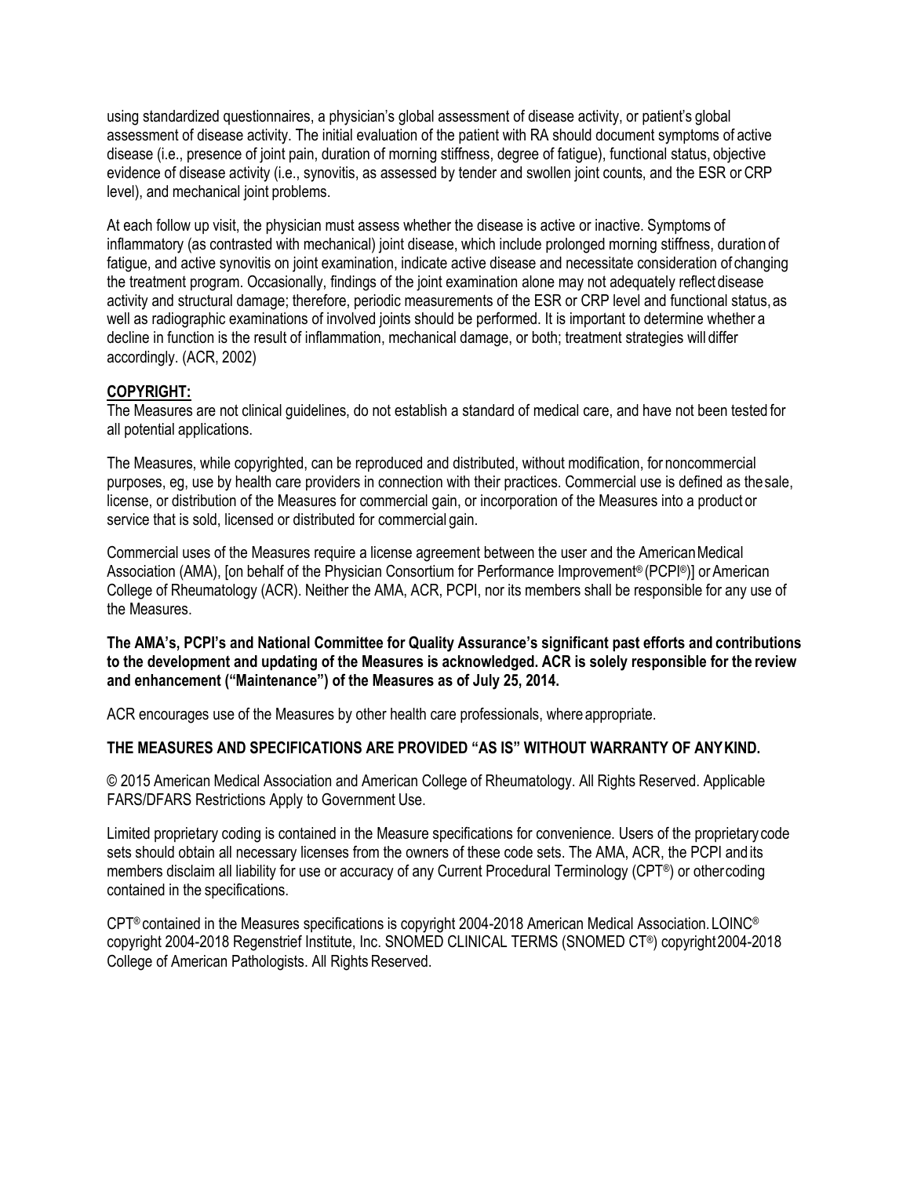using standardized questionnaires, a physician's global assessment of disease activity, or patient's global assessment of disease activity. The initial evaluation of the patient with RA should document symptoms of active disease (i.e., presence of joint pain, duration of morning stiffness, degree of fatigue), functional status, objective evidence of disease activity (i.e., synovitis, as assessed by tender and swollen joint counts, and the ESR or CRP level), and mechanical joint problems.

At each follow up visit, the physician must assess whether the disease is active or inactive. Symptoms of inflammatory (as contrasted with mechanical) joint disease, which include prolonged morning stiffness, duration of fatigue, and active synovitis on joint examination, indicate active disease and necessitate consideration of changing the treatment program. Occasionally, findings of the joint examination alone may not adequately reflect disease activity and structural damage; therefore, periodic measurements of the ESR or CRP level and functional status, as well as radiographic examinations of involved joints should be performed. It is important to determine whether a decline in function is the result of inflammation, mechanical damage, or both; treatment strategies will differ accordingly. (ACR, 2002)

**COPYRIGHT:**

The Measures are not clinical guidelines, do not establish a standard of medical care, and have not been tested for all potential applications.

The Measures, while copyrighted, can be reproduced and distributed, without modification, for noncommercial purposes, eg, use by health care providers in connection with their practices. Commercial use is defined as the sale, license, or distribution of the Measures for commercial gain, or incorporation of the Measures into a product or service that is sold, licensed or distributed for commercial gain.

Commercial uses of the Measures require a license agreement between the user and the American Medical Association (AMA), [on behalf of the Physician Consortium for Performance Improvement® (PCPI®)] or American College of Rheumatology (ACR). Neither the AMA, ACR, PCPI, nor its members shall be responsible for any use of the Measures.

**The AMA's, PCPI's and National Committee for Quality Assurance's significant past efforts and contributions to the development and updating of the Measures is acknowledged. ACR is solely responsible for the review and enhancement ("Maintenance") of the Measures as of July 25, 2014.**

ACR encourages use of the Measures by other health care professionals, where appropriate.

**THE MEASURES AND SPECIFICATIONS ARE PROVIDED "AS IS" WITHOUT WARRANTY OF ANY KIND.**

© 2015 American Medical Association and American College of Rheumatology. All Rights Reserved. Applicable FARS/DFARS Restrictions Apply to Government Use.

Limited proprietary coding is contained in the Measure specifications for convenience. Users of the proprietary code sets should obtain all necessary licenses from the owners of these code sets. The AMA, ACR, the PCPI and its members disclaim all liability for use or accuracy of any Current Procedural Terminology (CPT®) or other coding contained in the specifications.

CPT® contained in the Measures specifications is copyright 2004-2018 American Medical Association. LOINC® copyright 2004-2018 Regenstrief Institute, Inc. SNOMED CLINICAL TERMS (SNOMED CT®) copyright 2004-2018 College of American Pathologists. All Rights Reserved.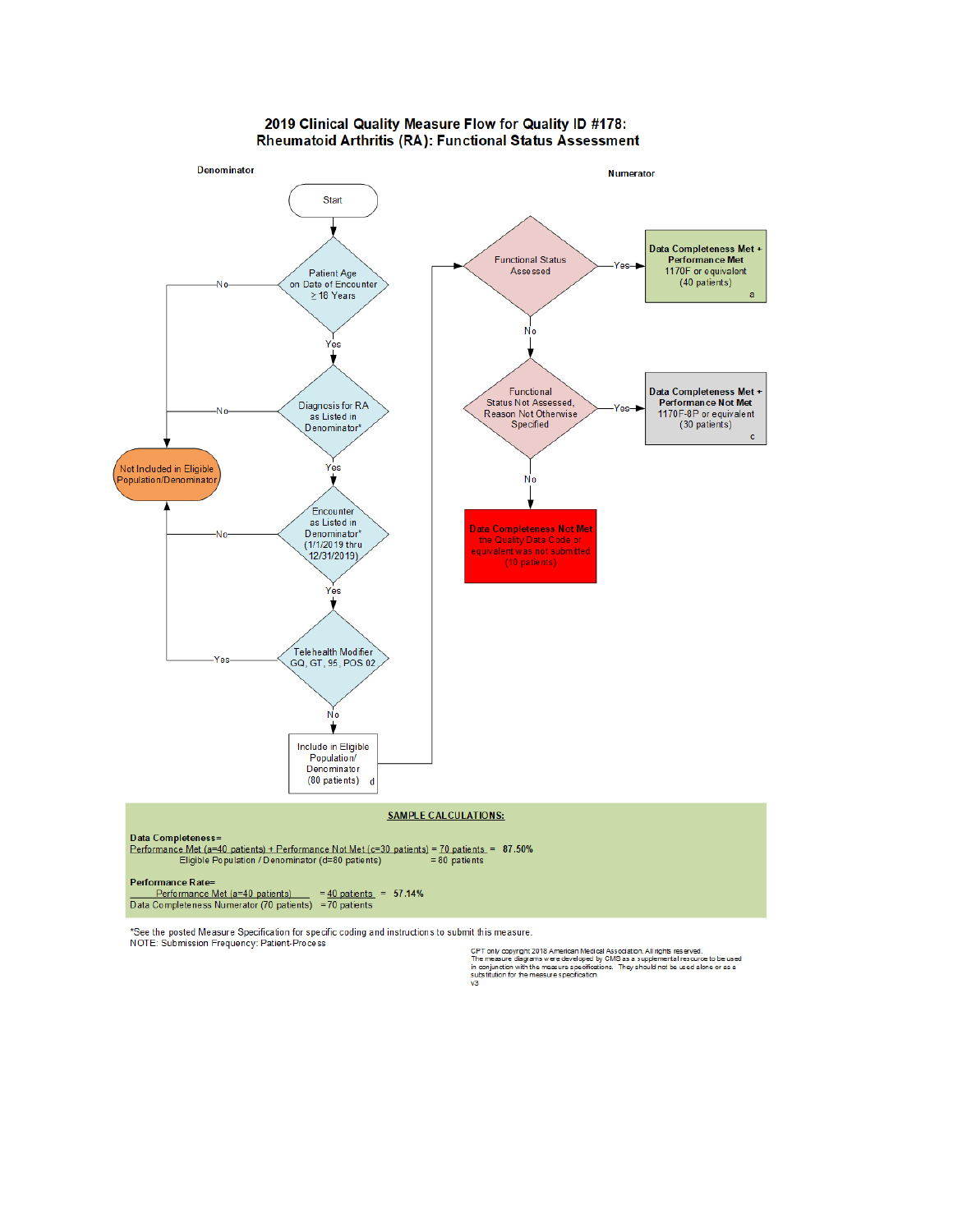# 2019 Clinical Quality Measure Flow for Quality ID #178: Rheumatoid Arthritis (RA): Functional Status Assessment

**Denominator**

Start

Patient Age on Date of Encounter ≥ 18 Years — No → Not Included in Eligible Population/Denominator; Yes ↓

Diagnosis for RA as Listed in Denominator* — No → Not Included in Eligible Population/Denominator; Yes ↓

Encounter as Listed in Denominator* (1/1/2019 thru 12/31/2019) — No → Not Included in Eligible Population/Denominator; Yes ↓

Telehealth Modifier GQ, GT, 95, POS 02 — Yes → Not Included in Eligible Population/Denominator; No ↓

Include in Eligible Population/ Denominator (80 patients) d

**Numerator**

Functional Status Assessed — Yes → **Data Completeness Met + Performance Met** 1170F or equivalent (40 patients) a; No ↓

Functional Status Not Assessed, Reason Not Otherwise Specified — Yes → **Data Completeness Met + Performance Not Met** 1170F-8P or equivalent (30 patients) c; No ↓

**Data Completeness Not Met** the Quality Data Code or equivalent was not submitted (10 patients)

**SAMPLE CALCULATIONS:**

**Data Completeness=**
Performance Met (a=40 patients) + Performance Not Met (c=30 patients) = 70 patients = **87.50%**
Eligible Population / Denominator (d=80 patients) = 80 patients

**Performance Rate=**
Performance Met (a=40 patients) = 40 patients = **57.14%**
Data Completeness Numerator (70 patients) = 70 patients

*See the posted Measure Specification for specific coding and instructions to submit this measure.
NOTE: Submission Frequency: Patient-Process

CPT only copyright 2018 American Medical Association. All rights reserved.
The measure diagrams were developed by CMS as a supplemental resource to be used in conjunction with the measure specifications. They should not be used alone or as a substitution for the measure specification.
v3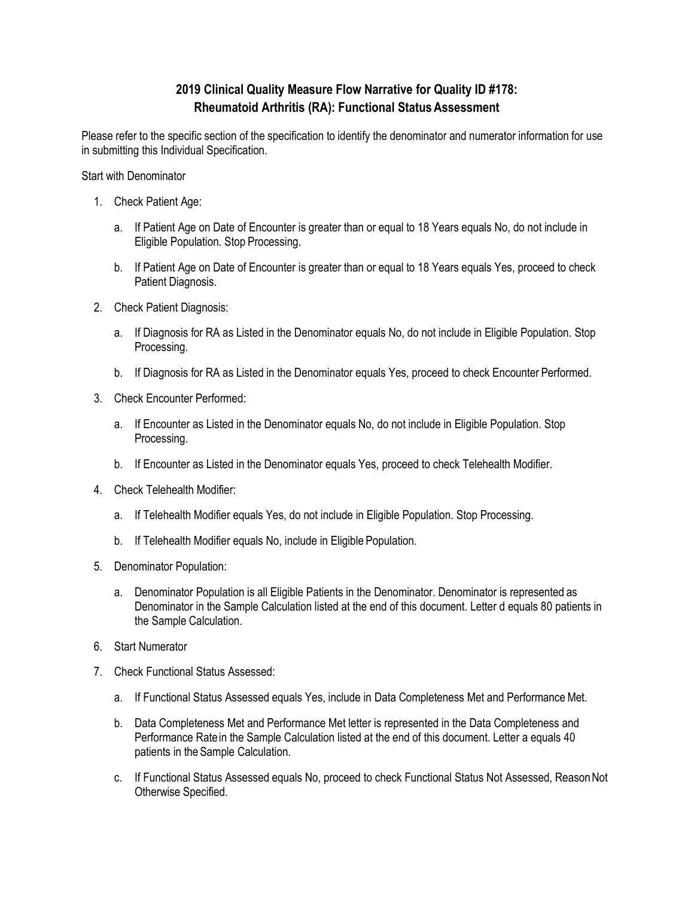# 2019 Clinical Quality Measure Flow Narrative for Quality ID #178: Rheumatoid Arthritis (RA): Functional Status Assessment

Please refer to the specific section of the specification to identify the denominator and numerator information for use in submitting this Individual Specification.

Start with Denominator

1. Check Patient Age:
   a. If Patient Age on Date of Encounter is greater than or equal to 18 Years equals No, do not include in Eligible Population. Stop Processing.
   b. If Patient Age on Date of Encounter is greater than or equal to 18 Years equals Yes, proceed to check Patient Diagnosis.
2. Check Patient Diagnosis:
   a. If Diagnosis for RA as Listed in the Denominator equals No, do not include in Eligible Population. Stop Processing.
   b. If Diagnosis for RA as Listed in the Denominator equals Yes, proceed to check Encounter Performed.
3. Check Encounter Performed:
   a. If Encounter as Listed in the Denominator equals No, do not include in Eligible Population. Stop Processing.
   b. If Encounter as Listed in the Denominator equals Yes, proceed to check Telehealth Modifier.
4. Check Telehealth Modifier:
   a. If Telehealth Modifier equals Yes, do not include in Eligible Population. Stop Processing.
   b. If Telehealth Modifier equals No, include in Eligible Population.
5. Denominator Population:
   a. Denominator Population is all Eligible Patients in the Denominator. Denominator is represented as Denominator in the Sample Calculation listed at the end of this document. Letter d equals 80 patients in the Sample Calculation.
6. Start Numerator
7. Check Functional Status Assessed:
   a. If Functional Status Assessed equals Yes, include in Data Completeness Met and Performance Met.
   b. Data Completeness Met and Performance Met letter is represented in the Data Completeness and Performance Rate in the Sample Calculation listed at the end of this document. Letter a equals 40 patients in the Sample Calculation.
   c. If Functional Status Assessed equals No, proceed to check Functional Status Not Assessed, Reason Not Otherwise Specified.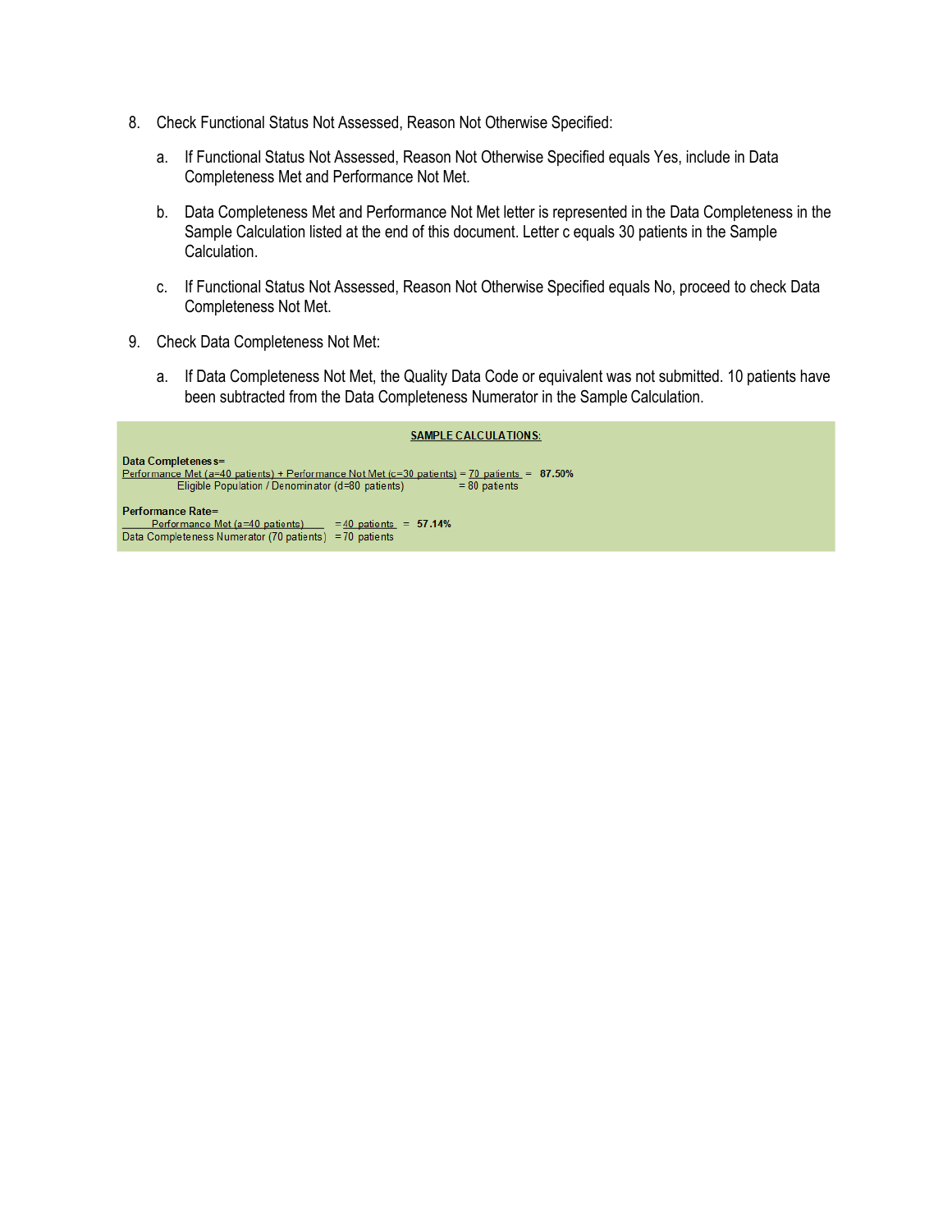8. Check Functional Status Not Assessed, Reason Not Otherwise Specified:

   a. If Functional Status Not Assessed, Reason Not Otherwise Specified equals Yes, include in Data Completeness Met and Performance Not Met.

   b. Data Completeness Met and Performance Not Met letter is represented in the Data Completeness in the Sample Calculation listed at the end of this document. Letter c equals 30 patients in the Sample Calculation.

   c. If Functional Status Not Assessed, Reason Not Otherwise Specified equals No, proceed to check Data Completeness Not Met.

9. Check Data Completeness Not Met:

   a. If Data Completeness Not Met, the Quality Data Code or equivalent was not submitted. 10 patients have been subtracted from the Data Completeness Numerator in the Sample Calculation.

**SAMPLE CALCULATIONS:**

**Data Completeness=**

$$\frac{\text{Performance Met (a=40 patients) + Performance Not Met (c=30 patients)}}{\text{Eligible Population / Denominator (d=80 patients)}} = \frac{\text{70 patients}}{\text{80 patients}} = \textbf{87.50\%}$$

**Performance Rate=**

$$\frac{\text{Performance Met (a=40 patients)}}{\text{Data Completeness Numerator (70 patients)}} = \frac{\text{40 patients}}{\text{70 patients}} = \textbf{57.14\%}$$